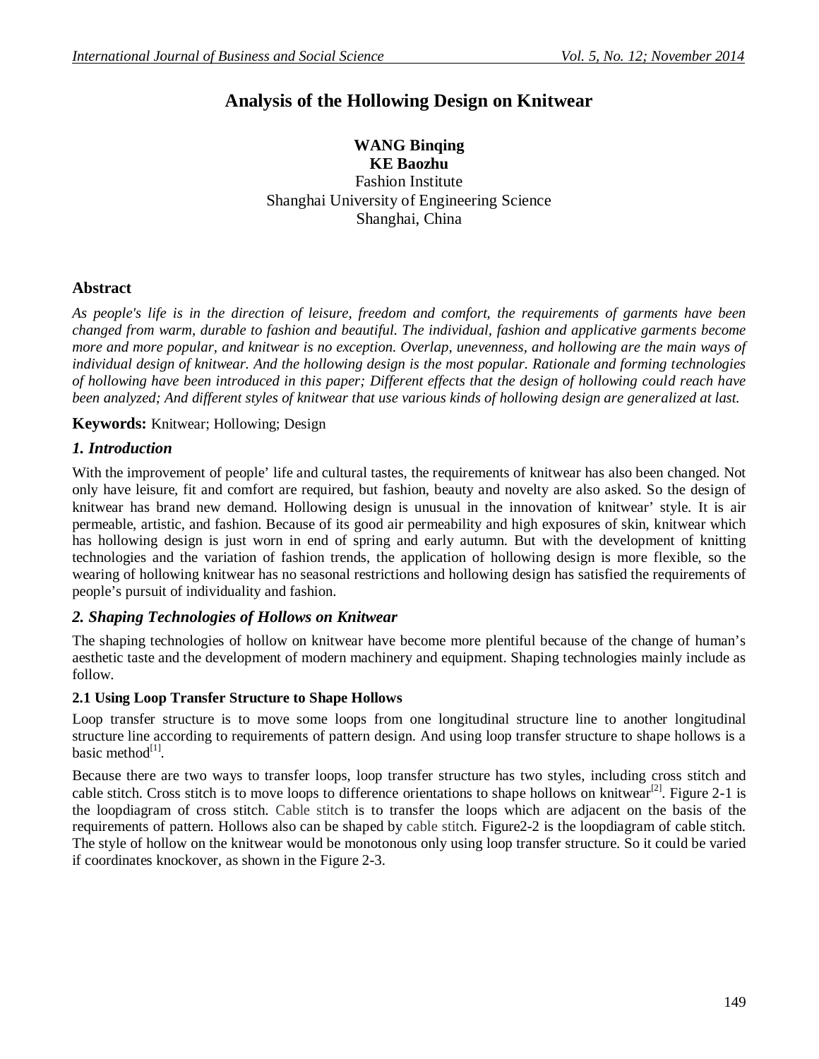# Analysis of the Hollowing Design on Knitwear

**WANG Binqing**
**KE Baozhu**
Fashion Institute
Shanghai University of Engineering Science
Shanghai, China

## Abstract

*As people's life is in the direction of leisure, freedom and comfort, the requirements of garments have been changed from warm, durable to fashion and beautiful. The individual, fashion and applicative garments become more and more popular, and knitwear is no exception. Overlap, unevenness, and hollowing are the main ways of individual design of knitwear. And the hollowing design is the most popular. Rationale and forming technologies of hollowing have been introduced in this paper; Different effects that the design of hollowing could reach have been analyzed; And different styles of knitwear that use various kinds of hollowing design are generalized at last.*

**Keywords:** Knitwear; Hollowing; Design

## *1. Introduction*

With the improvement of people' life and cultural tastes, the requirements of knitwear has also been changed. Not only have leisure, fit and comfort are required, but fashion, beauty and novelty are also asked. So the design of knitwear has brand new demand. Hollowing design is unusual in the innovation of knitwear' style. It is air permeable, artistic, and fashion. Because of its good air permeability and high exposures of skin, knitwear which has hollowing design is just worn in end of spring and early autumn. But with the development of knitting technologies and the variation of fashion trends, the application of hollowing design is more flexible, so the wearing of hollowing knitwear has no seasonal restrictions and hollowing design has satisfied the requirements of people's pursuit of individuality and fashion.

## *2. Shaping Technologies of Hollows on Knitwear*

The shaping technologies of hollow on knitwear have become more plentiful because of the change of human's aesthetic taste and the development of modern machinery and equipment. Shaping technologies mainly include as follow.

### 2.1 Using Loop Transfer Structure to Shape Hollows

Loop transfer structure is to move some loops from one longitudinal structure line to another longitudinal structure line according to requirements of pattern design. And using loop transfer structure to shape hollows is a basic method[1].

Because there are two ways to transfer loops, loop transfer structure has two styles, including cross stitch and cable stitch. Cross stitch is to move loops to difference orientations to shape hollows on knitwear[2]. Figure 2-1 is the loopdiagram of cross stitch. Cable stitch is to transfer the loops which are adjacent on the basis of the requirements of pattern. Hollows also can be shaped by cable stitch. Figure2-2 is the loopdiagram of cable stitch. The style of hollow on the knitwear would be monotonous only using loop transfer structure. So it could be varied if coordinates knockover, as shown in the Figure 2-3.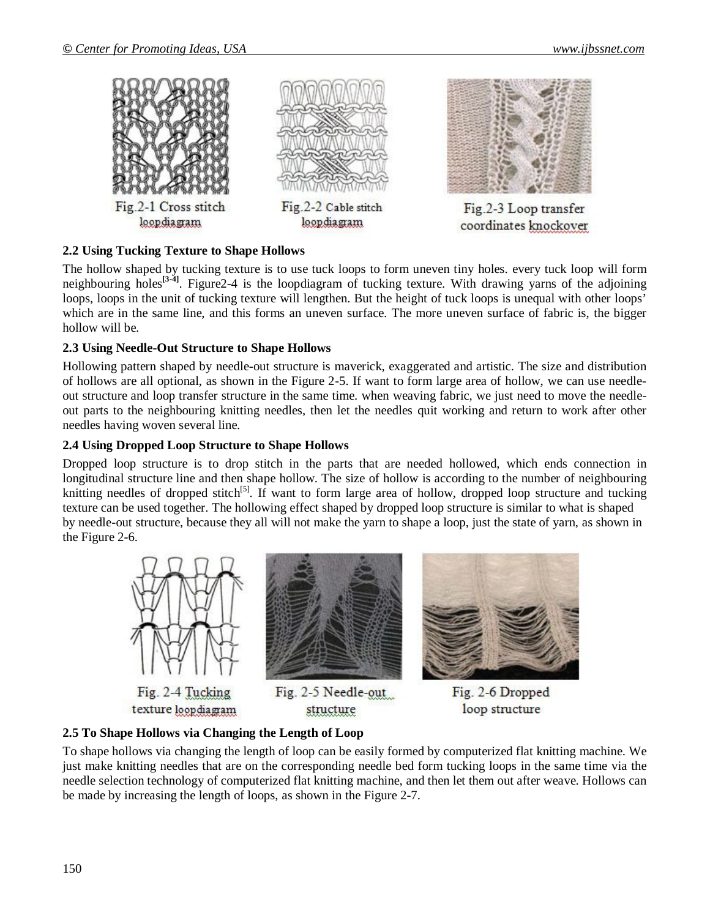Fig.2-1 Cross stitch loopdiagram

Fig.2-2 Cable stitch loopdiagram

Fig.2-3 Loop transfer coordinates knockover

**2.2 Using Tucking Texture to Shape Hollows**

The hollow shaped by tucking texture is to use tuck loops to form uneven tiny holes. every tuck loop will form neighbouring holes[3-4]. Figure2-4 is the loopdiagram of tucking texture. With drawing yarns of the adjoining loops, loops in the unit of tucking texture will lengthen. But the height of tuck loops is unequal with other loops' which are in the same line, and this forms an uneven surface. The more uneven surface of fabric is, the bigger hollow will be.

**2.3 Using Needle-Out Structure to Shape Hollows**

Hollowing pattern shaped by needle-out structure is maverick, exaggerated and artistic. The size and distribution of hollows are all optional, as shown in the Figure 2-5. If want to form large area of hollow, we can use needle-out structure and loop transfer structure in the same time. when weaving fabric, we just need to move the needle-out parts to the neighbouring knitting needles, then let the needles quit working and return to work after other needles having woven several line.

**2.4 Using Dropped Loop Structure to Shape Hollows**

Dropped loop structure is to drop stitch in the parts that are needed hollowed, which ends connection in longitudinal structure line and then shape hollow. The size of hollow is according to the number of neighbouring knitting needles of dropped stitch[5]. If want to form large area of hollow, dropped loop structure and tucking texture can be used together. The hollowing effect shaped by dropped loop structure is similar to what is shaped by needle-out structure, because they all will not make the yarn to shape a loop, just the state of yarn, as shown in the Figure 2-6.

Fig. 2-4 Tucking texture loopdiagram

Fig. 2-5 Needle-out structure

Fig. 2-6 Dropped loop structure

**2.5 To Shape Hollows via Changing the Length of Loop**

To shape hollows via changing the length of loop can be easily formed by computerized flat knitting machine. We just make knitting needles that are on the corresponding needle bed form tucking loops in the same time via the needle selection technology of computerized flat knitting machine, and then let them out after weave. Hollows can be made by increasing the length of loops, as shown in the Figure 2-7.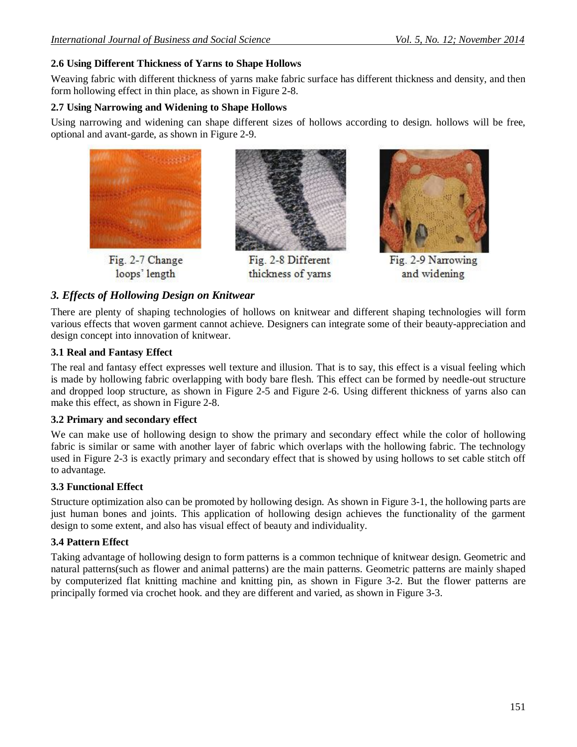### 2.6 Using Different Thickness of Yarns to Shape Hollows

Weaving fabric with different thickness of yarns make fabric surface has different thickness and density, and then form hollowing effect in thin place, as shown in Figure 2-8.

### 2.7 Using Narrowing and Widening to Shape Hollows

Using narrowing and widening can shape different sizes of hollows according to design. hollows will be free, optional and avant-garde, as shown in Figure 2-9.

Fig. 2-7 Change loops' length

Fig. 2-8 Different thickness of yarns

Fig. 2-9 Narrowing and widening

## *3. Effects of Hollowing Design on Knitwear*

There are plenty of shaping technologies of hollows on knitwear and different shaping technologies will form various effects that woven garment cannot achieve. Designers can integrate some of their beauty-appreciation and design concept into innovation of knitwear.

### 3.1 Real and Fantasy Effect

The real and fantasy effect expresses well texture and illusion. That is to say, this effect is a visual feeling which is made by hollowing fabric overlapping with body bare flesh. This effect can be formed by needle-out structure and dropped loop structure, as shown in Figure 2-5 and Figure 2-6. Using different thickness of yarns also can make this effect, as shown in Figure 2-8.

### 3.2 Primary and secondary effect

We can make use of hollowing design to show the primary and secondary effect while the color of hollowing fabric is similar or same with another layer of fabric which overlaps with the hollowing fabric. The technology used in Figure 2-3 is exactly primary and secondary effect that is showed by using hollows to set cable stitch off to advantage.

### 3.3 Functional Effect

Structure optimization also can be promoted by hollowing design. As shown in Figure 3-1, the hollowing parts are just human bones and joints. This application of hollowing design achieves the functionality of the garment design to some extent, and also has visual effect of beauty and individuality.

### 3.4 Pattern Effect

Taking advantage of hollowing design to form patterns is a common technique of knitwear design. Geometric and natural patterns(such as flower and animal patterns) are the main patterns. Geometric patterns are mainly shaped by computerized flat knitting machine and knitting pin, as shown in Figure 3-2. But the flower patterns are principally formed via crochet hook. and they are different and varied, as shown in Figure 3-3.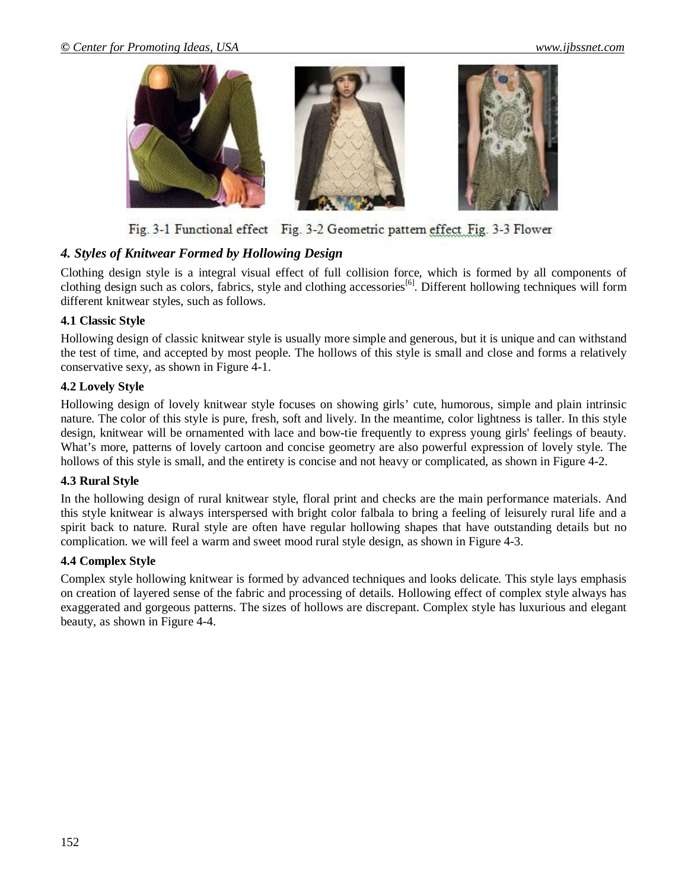Fig. 3-1 Functional effect Fig. 3-2 Geometric pattern effect Fig. 3-3 Flower

## *4. Styles of Knitwear Formed by Hollowing Design*

Clothing design style is a integral visual effect of full collision force, which is formed by all components of clothing design such as colors, fabrics, style and clothing accessories[6]. Different hollowing techniques will form different knitwear styles, such as follows.

### 4.1 Classic Style

Hollowing design of classic knitwear style is usually more simple and generous, but it is unique and can withstand the test of time, and accepted by most people. The hollows of this style is small and close and forms a relatively conservative sexy, as shown in Figure 4-1.

### 4.2 Lovely Style

Hollowing design of lovely knitwear style focuses on showing girls' cute, humorous, simple and plain intrinsic nature. The color of this style is pure, fresh, soft and lively. In the meantime, color lightness is taller. In this style design, knitwear will be ornamented with lace and bow-tie frequently to express young girls' feelings of beauty. What's more, patterns of lovely cartoon and concise geometry are also powerful expression of lovely style. The hollows of this style is small, and the entirety is concise and not heavy or complicated, as shown in Figure 4-2.

### 4.3 Rural Style

In the hollowing design of rural knitwear style, floral print and checks are the main performance materials. And this style knitwear is always interspersed with bright color falbala to bring a feeling of leisurely rural life and a spirit back to nature. Rural style are often have regular hollowing shapes that have outstanding details but no complication. we will feel a warm and sweet mood rural style design, as shown in Figure 4-3.

### 4.4 Complex Style

Complex style hollowing knitwear is formed by advanced techniques and looks delicate. This style lays emphasis on creation of layered sense of the fabric and processing of details. Hollowing effect of complex style always has exaggerated and gorgeous patterns. The sizes of hollows are discrepant. Complex style has luxurious and elegant beauty, as shown in Figure 4-4.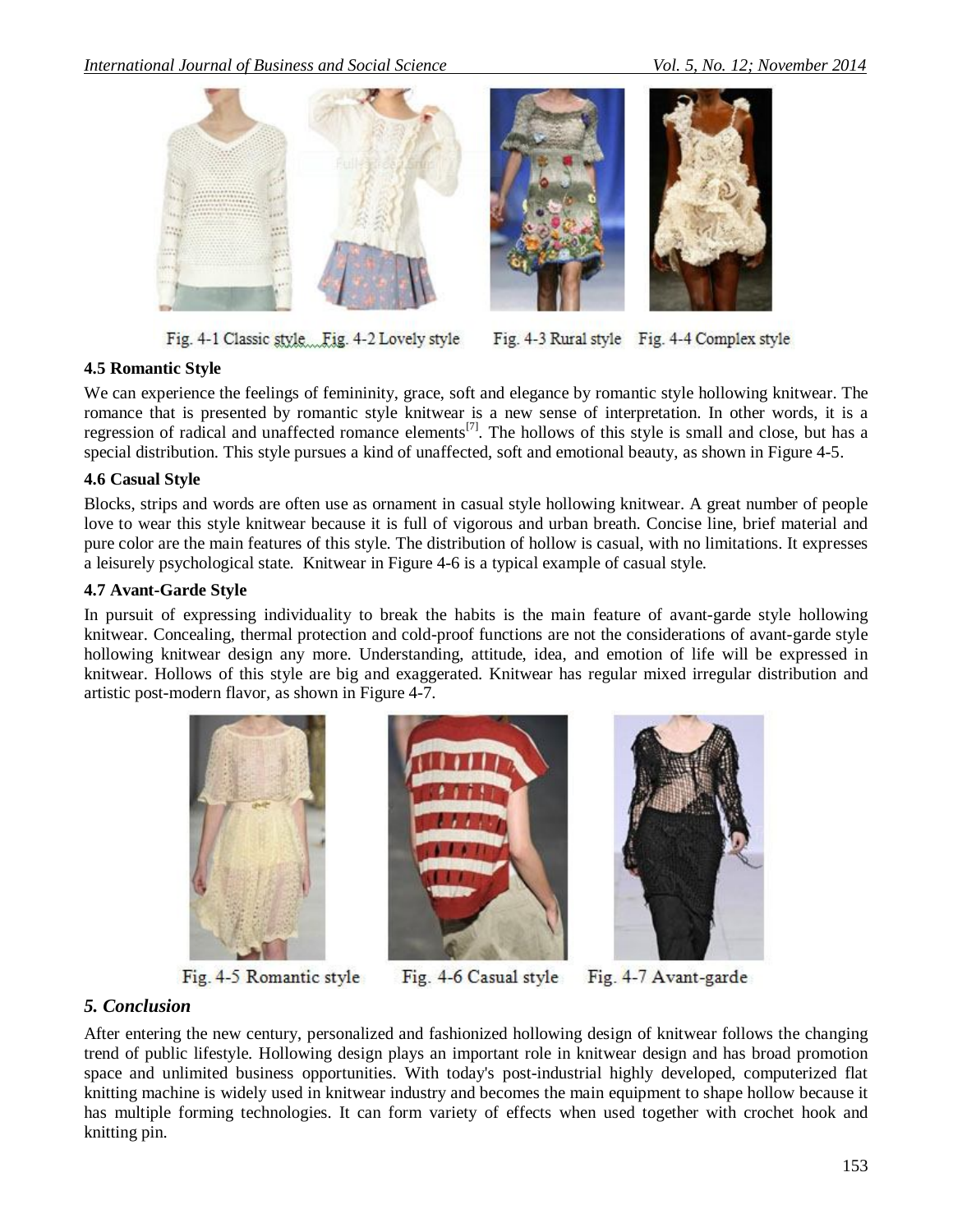Fig. 4-1 Classic style Fig. 4-2 Lovely style Fig. 4-3 Rural style Fig. 4-4 Complex style

### 4.5 Romantic Style

We can experience the feelings of femininity, grace, soft and elegance by romantic style hollowing knitwear. The romance that is presented by romantic style knitwear is a new sense of interpretation. In other words, it is a regression of radical and unaffected romance elements[7]. The hollows of this style is small and close, but has a special distribution. This style pursues a kind of unaffected, soft and emotional beauty, as shown in Figure 4-5.

### 4.6 Casual Style

Blocks, strips and words are often use as ornament in casual style hollowing knitwear. A great number of people love to wear this style knitwear because it is full of vigorous and urban breath. Concise line, brief material and pure color are the main features of this style. The distribution of hollow is casual, with no limitations. It expresses a leisurely psychological state. Knitwear in Figure 4-6 is a typical example of casual style.

### 4.7 Avant-Garde Style

In pursuit of expressing individuality to break the habits is the main feature of avant-garde style hollowing knitwear. Concealing, thermal protection and cold-proof functions are not the considerations of avant-garde style hollowing knitwear design any more. Understanding, attitude, idea, and emotion of life will be expressed in knitwear. Hollows of this style are big and exaggerated. Knitwear has regular mixed irregular distribution and artistic post-modern flavor, as shown in Figure 4-7.

Fig. 4-5 Romantic style Fig. 4-6 Casual style Fig. 4-7 Avant-garde

## *5. Conclusion*

After entering the new century, personalized and fashionized hollowing design of knitwear follows the changing trend of public lifestyle. Hollowing design plays an important role in knitwear design and has broad promotion space and unlimited business opportunities. With today's post-industrial highly developed, computerized flat knitting machine is widely used in knitwear industry and becomes the main equipment to shape hollow because it has multiple forming technologies. It can form variety of effects when used together with crochet hook and knitting pin.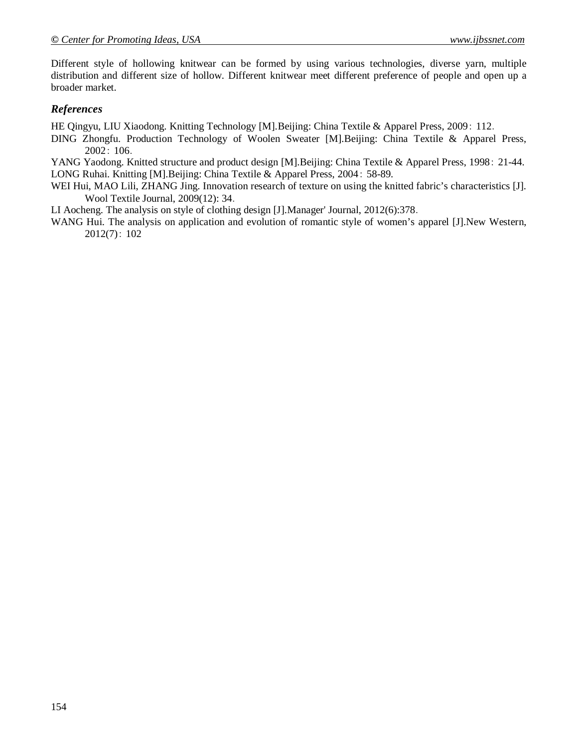Different style of hollowing knitwear can be formed by using various technologies, diverse yarn, multiple distribution and different size of hollow. Different knitwear meet different preference of people and open up a broader market.

## *References*

HE Qingyu, LIU Xiaodong. Knitting Technology [M].Beijing: China Textile & Apparel Press, 2009：112.

DING Zhongfu. Production Technology of Woolen Sweater [M].Beijing: China Textile & Apparel Press, 2002：106.

YANG Yaodong. Knitted structure and product design [M].Beijing: China Textile & Apparel Press, 1998：21-44.

LONG Ruhai. Knitting [M].Beijing: China Textile & Apparel Press, 2004：58-89.

WEI Hui, MAO Lili, ZHANG Jing. Innovation research of texture on using the knitted fabric's characteristics [J]. Wool Textile Journal, 2009(12): 34.

LI Aocheng. The analysis on style of clothing design [J].Manager' Journal, 2012(6):378.

WANG Hui. The analysis on application and evolution of romantic style of women's apparel [J].New Western, 2012(7)：102